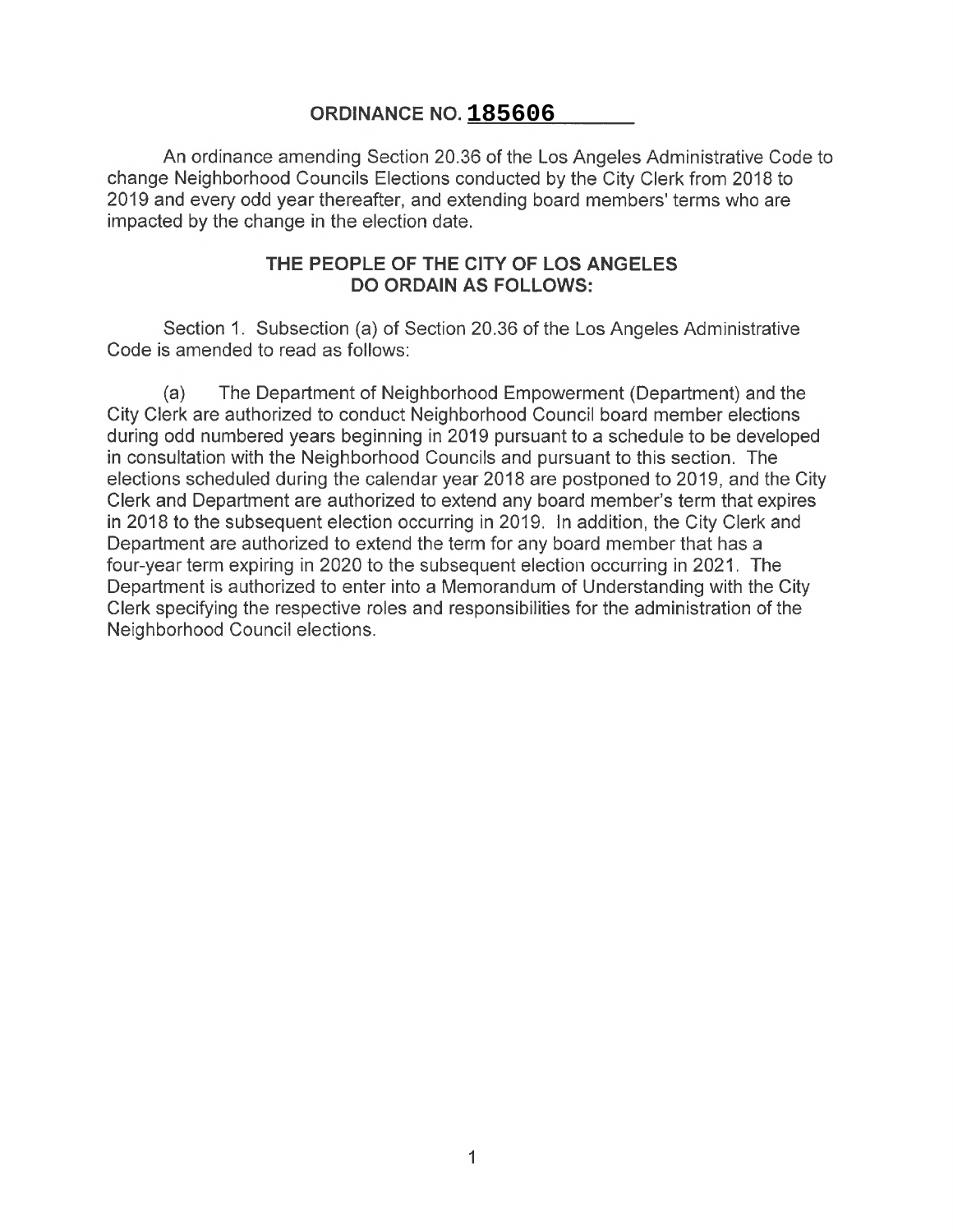# ORDINANCE NO. 185606

An ordinance amending Section 20.36 of the Los Angeles Administrative Code to change Neighborhood Councils Elections conducted by the City Clerk from 2018 to 2019 and every odd year thereafter, and extending board members' terms who are impacted by the change in the election date.

## THE PEOPLE OF THE CITY OF LOS ANGELES DO ORDAIN AS FOLLOWS:

Section 1. Subsection (a) of Section 20.36 of the Los Angeles Administrative Code is amended to read as follows:

(a) The Department of Neighborhood Empowerment (Department) and the City Clerk are authorized to conduct Neighborhood Council board member elections during odd numbered years beginning in 2019 pursuant to a schedule to be developed in consultation with the Neighborhood Councils and pursuant to this section. The elections scheduled during the calendar year 2018 are postponed to 2019, and the City Clerk and Department are authorized to extend any board member's term that expires in 2018 to the subsequent election occurring in 2019. In addition, the City Clerk and Department are authorized to extend the term for any board member that has a four-year term expiring in 2020 to the subsequent election occurring in 2021. The Department is authorized to enter into a Memorandum of Understanding with the City Clerk specifying the respective roles and responsibilities for the administration of the Neighborhood Council elections.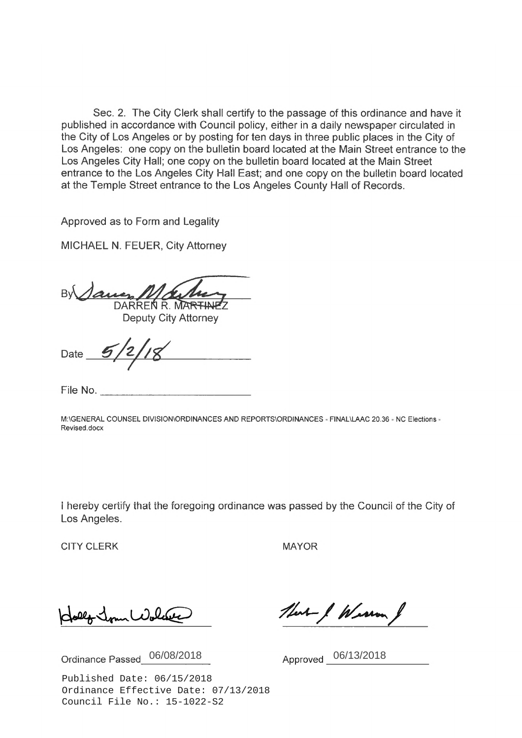Sec. 2. The City Clerk shall certify to the passage of this ordinance and have it published in accordance with Council policy, either in a daily newspaper circulated in the City of Los Angeles or by posting for ten days in three public places in the City of Los Angeles: one copy on the bulletin board located at the Main Street entrance to the Los Angeles City Hall; one copy on the bulletin board located at the Main Street entrance to the Los Angeles City Hall East; and one copy on the bulletin board located at the Temple Street entrance to the Los Angeles County Hall of Records.

Approved as to Form and Legality

MICHAEL N. FEUER, City Attorney

By ______________________
DARREN R. MARTINEZ
Deputy City Attorney

Date 5/2/18

File No. ______________________

M:\GENERAL COUNSEL DIVISION\ORDINANCES AND REPORTS\ORDINANCES - FINAL\LAAC 20.36 - NC Elections - Revised.docx

I hereby certify that the foregoing ordinance was passed by the Council of the City of Los Angeles.

CITY CLERK MAYOR

Ordinance Passed 06/08/2018 Approved 06/13/2018

Published Date: 06/15/2018
Ordinance Effective Date: 07/13/2018
Council File No.: 15-1022-S2